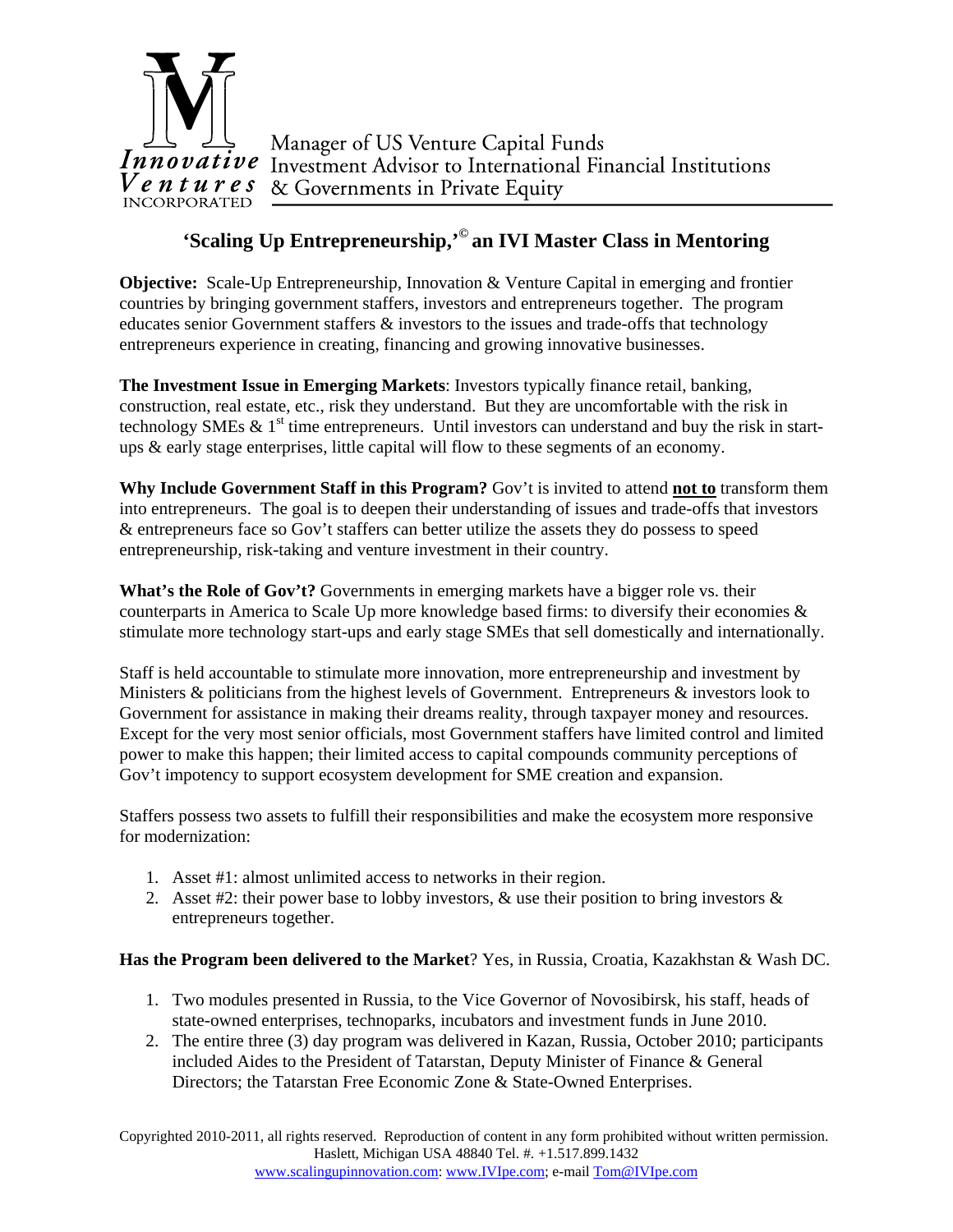Innovative Ventures INCORPORATED

Manager of US Venture Capital Funds
Investment Advisor to International Financial Institutions
& Governments in Private Equity

## 'Scaling Up Entrepreneurship,'© an IVI Master Class in Mentoring

**Objective:** Scale-Up Entrepreneurship, Innovation & Venture Capital in emerging and frontier countries by bringing government staffers, investors and entrepreneurs together. The program educates senior Government staffers & investors to the issues and trade-offs that technology entrepreneurs experience in creating, financing and growing innovative businesses.

**The Investment Issue in Emerging Markets**: Investors typically finance retail, banking, construction, real estate, etc., risk they understand. But they are uncomfortable with the risk in technology SMEs & 1st time entrepreneurs. Until investors can understand and buy the risk in start-ups & early stage enterprises, little capital will flow to these segments of an economy.

**Why Include Government Staff in this Program?** Gov't is invited to attend **<u>not to</u>** transform them into entrepreneurs. The goal is to deepen their understanding of issues and trade-offs that investors & entrepreneurs face so Gov't staffers can better utilize the assets they do possess to speed entrepreneurship, risk-taking and venture investment in their country.

**What's the Role of Gov't?** Governments in emerging markets have a bigger role vs. their counterparts in America to Scale Up more knowledge based firms: to diversify their economies & stimulate more technology start-ups and early stage SMEs that sell domestically and internationally.

Staff is held accountable to stimulate more innovation, more entrepreneurship and investment by Ministers & politicians from the highest levels of Government. Entrepreneurs & investors look to Government for assistance in making their dreams reality, through taxpayer money and resources. Except for the very most senior officials, most Government staffers have limited control and limited power to make this happen; their limited access to capital compounds community perceptions of Gov't impotency to support ecosystem development for SME creation and expansion.

Staffers possess two assets to fulfill their responsibilities and make the ecosystem more responsive for modernization:

1. Asset #1: almost unlimited access to networks in their region.
2. Asset #2: their power base to lobby investors, & use their position to bring investors & entrepreneurs together.

**Has the Program been delivered to the Market**? Yes, in Russia, Croatia, Kazakhstan & Wash DC.

1. Two modules presented in Russia, to the Vice Governor of Novosibirsk, his staff, heads of state-owned enterprises, technoparks, incubators and investment funds in June 2010.
2. The entire three (3) day program was delivered in Kazan, Russia, October 2010; participants included Aides to the President of Tatarstan, Deputy Minister of Finance & General Directors; the Tatarstan Free Economic Zone & State-Owned Enterprises.

Copyrighted 2010-2011, all rights reserved. Reproduction of content in any form prohibited without written permission.
Haslett, Michigan USA 48840 Tel. #. +1.517.899.1432
www.scalingupinnovation.com: www.IVIpe.com; e-mail Tom@IVIpe.com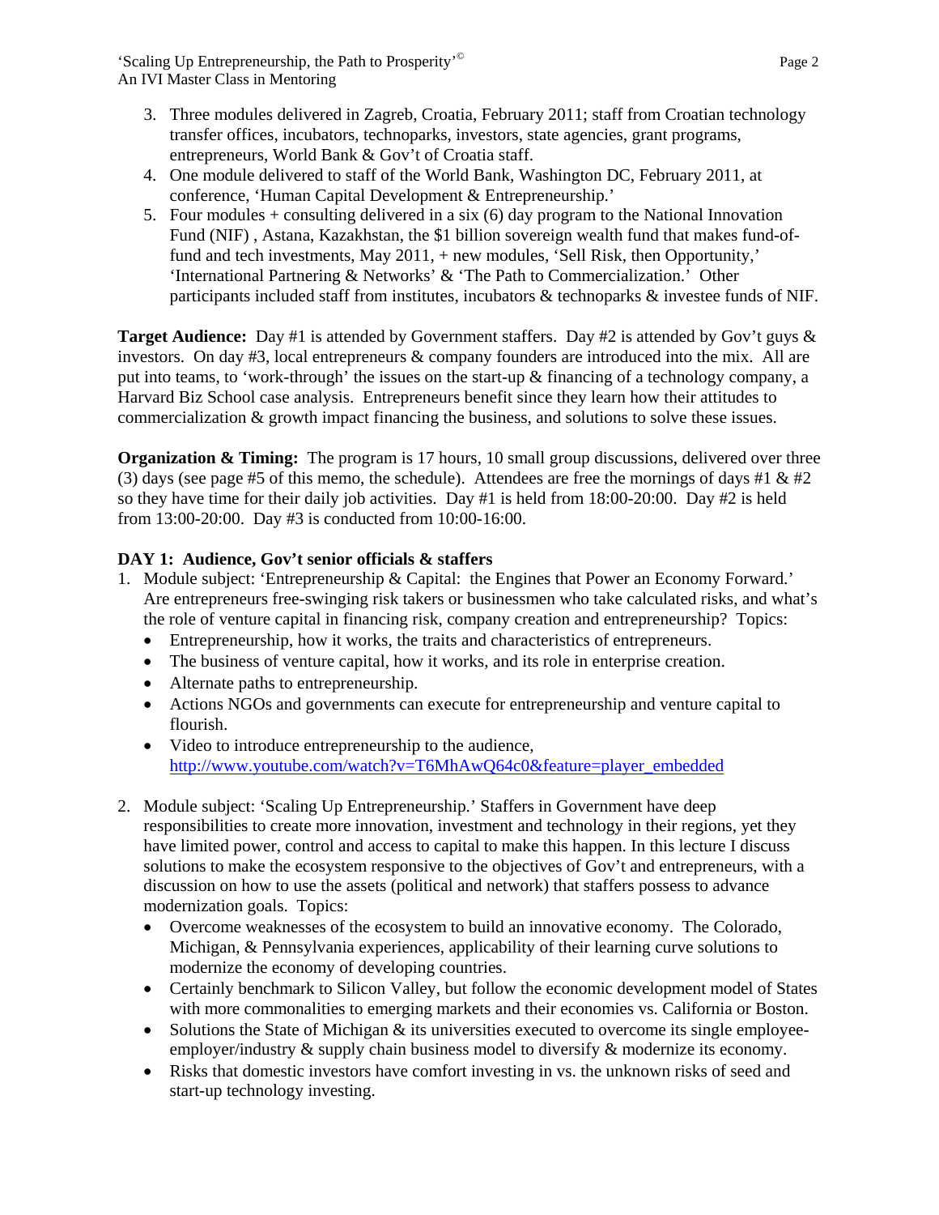3. Three modules delivered in Zagreb, Croatia, February 2011; staff from Croatian technology transfer offices, incubators, technoparks, investors, state agencies, grant programs, entrepreneurs, World Bank & Gov't of Croatia staff.
4. One module delivered to staff of the World Bank, Washington DC, February 2011, at conference, 'Human Capital Development & Entrepreneurship.'
5. Four modules + consulting delivered in a six (6) day program to the National Innovation Fund (NIF) , Astana, Kazakhstan, the $1 billion sovereign wealth fund that makes fund-of-fund and tech investments, May 2011, + new modules, 'Sell Risk, then Opportunity,' 'International Partnering & Networks' & 'The Path to Commercialization.' Other participants included staff from institutes, incubators & technoparks & investee funds of NIF.

**Target Audience:** Day #1 is attended by Government staffers. Day #2 is attended by Gov't guys & investors. On day #3, local entrepreneurs & company founders are introduced into the mix. All are put into teams, to 'work-through' the issues on the start-up & financing of a technology company, a Harvard Biz School case analysis. Entrepreneurs benefit since they learn how their attitudes to commercialization & growth impact financing the business, and solutions to solve these issues.

**Organization & Timing:** The program is 17 hours, 10 small group discussions, delivered over three (3) days (see page #5 of this memo, the schedule). Attendees are free the mornings of days #1 & #2 so they have time for their daily job activities. Day #1 is held from 18:00-20:00. Day #2 is held from 13:00-20:00. Day #3 is conducted from 10:00-16:00.

**DAY 1: Audience, Gov't senior officials & staffers**

1. Module subject: 'Entrepreneurship & Capital: the Engines that Power an Economy Forward.' Are entrepreneurs free-swinging risk takers or businessmen who take calculated risks, and what's the role of venture capital in financing risk, company creation and entrepreneurship? Topics:
   - Entrepreneurship, how it works, the traits and characteristics of entrepreneurs.
   - The business of venture capital, how it works, and its role in enterprise creation.
   - Alternate paths to entrepreneurship.
   - Actions NGOs and governments can execute for entrepreneurship and venture capital to flourish.
   - Video to introduce entrepreneurship to the audience, http://www.youtube.com/watch?v=T6MhAwQ64c0&feature=player_embedded

2. Module subject: 'Scaling Up Entrepreneurship.' Staffers in Government have deep responsibilities to create more innovation, investment and technology in their regions, yet they have limited power, control and access to capital to make this happen. In this lecture I discuss solutions to make the ecosystem responsive to the objectives of Gov't and entrepreneurs, with a discussion on how to use the assets (political and network) that staffers possess to advance modernization goals. Topics:
   - Overcome weaknesses of the ecosystem to build an innovative economy. The Colorado, Michigan, & Pennsylvania experiences, applicability of their learning curve solutions to modernize the economy of developing countries.
   - Certainly benchmark to Silicon Valley, but follow the economic development model of States with more commonalities to emerging markets and their economies vs. California or Boston.
   - Solutions the State of Michigan & its universities executed to overcome its single employee-employer/industry & supply chain business model to diversify & modernize its economy.
   - Risks that domestic investors have comfort investing in vs. the unknown risks of seed and start-up technology investing.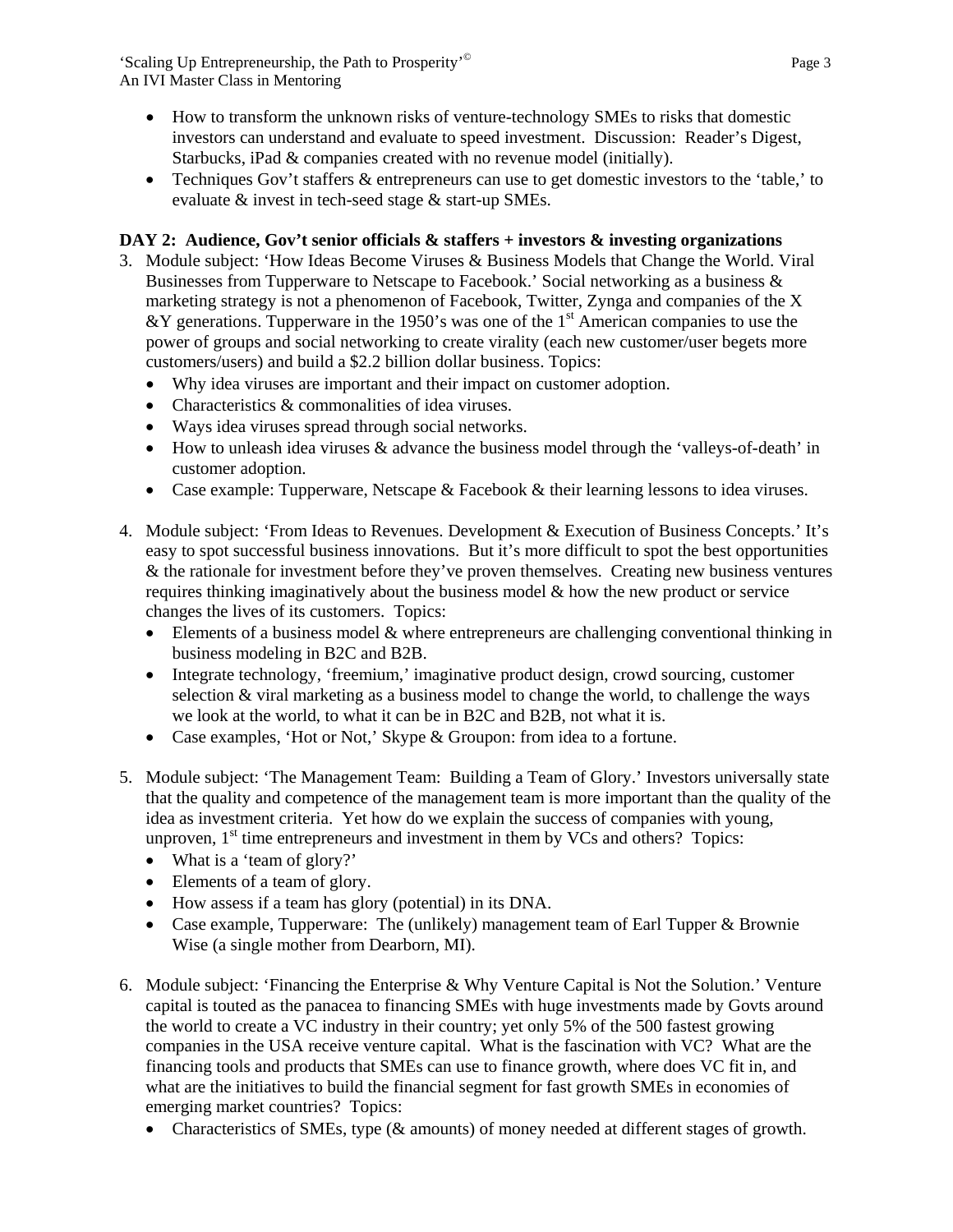- How to transform the unknown risks of venture-technology SMEs to risks that domestic investors can understand and evaluate to speed investment. Discussion: Reader's Digest, Starbucks, iPad & companies created with no revenue model (initially).
- Techniques Gov't staffers & entrepreneurs can use to get domestic investors to the 'table,' to evaluate & invest in tech-seed stage & start-up SMEs.

**DAY 2: Audience, Gov't senior officials & staffers + investors & investing organizations**

3. Module subject: 'How Ideas Become Viruses & Business Models that Change the World. Viral Businesses from Tupperware to Netscape to Facebook.' Social networking as a business & marketing strategy is not a phenomenon of Facebook, Twitter, Zynga and companies of the X &Y generations. Tupperware in the 1950's was one of the 1st American companies to use the power of groups and social networking to create virality (each new customer/user begets more customers/users) and build a $2.2 billion dollar business. Topics:
   - Why idea viruses are important and their impact on customer adoption.
   - Characteristics & commonalities of idea viruses.
   - Ways idea viruses spread through social networks.
   - How to unleash idea viruses & advance the business model through the 'valleys-of-death' in customer adoption.
   - Case example: Tupperware, Netscape & Facebook & their learning lessons to idea viruses.

4. Module subject: 'From Ideas to Revenues. Development & Execution of Business Concepts.' It's easy to spot successful business innovations. But it's more difficult to spot the best opportunities & the rationale for investment before they've proven themselves. Creating new business ventures requires thinking imaginatively about the business model & how the new product or service changes the lives of its customers. Topics:
   - Elements of a business model & where entrepreneurs are challenging conventional thinking in business modeling in B2C and B2B.
   - Integrate technology, 'freemium,' imaginative product design, crowd sourcing, customer selection & viral marketing as a business model to change the world, to challenge the ways we look at the world, to what it can be in B2C and B2B, not what it is.
   - Case examples, 'Hot or Not,' Skype & Groupon: from idea to a fortune.

5. Module subject: 'The Management Team: Building a Team of Glory.' Investors universally state that the quality and competence of the management team is more important than the quality of the idea as investment criteria. Yet how do we explain the success of companies with young, unproven, 1st time entrepreneurs and investment in them by VCs and others? Topics:
   - What is a 'team of glory?'
   - Elements of a team of glory.
   - How assess if a team has glory (potential) in its DNA.
   - Case example, Tupperware: The (unlikely) management team of Earl Tupper & Brownie Wise (a single mother from Dearborn, MI).

6. Module subject: 'Financing the Enterprise & Why Venture Capital is Not the Solution.' Venture capital is touted as the panacea to financing SMEs with huge investments made by Govts around the world to create a VC industry in their country; yet only 5% of the 500 fastest growing companies in the USA receive venture capital. What is the fascination with VC? What are the financing tools and products that SMEs can use to finance growth, where does VC fit in, and what are the initiatives to build the financial segment for fast growth SMEs in economies of emerging market countries? Topics:
   - Characteristics of SMEs, type (& amounts) of money needed at different stages of growth.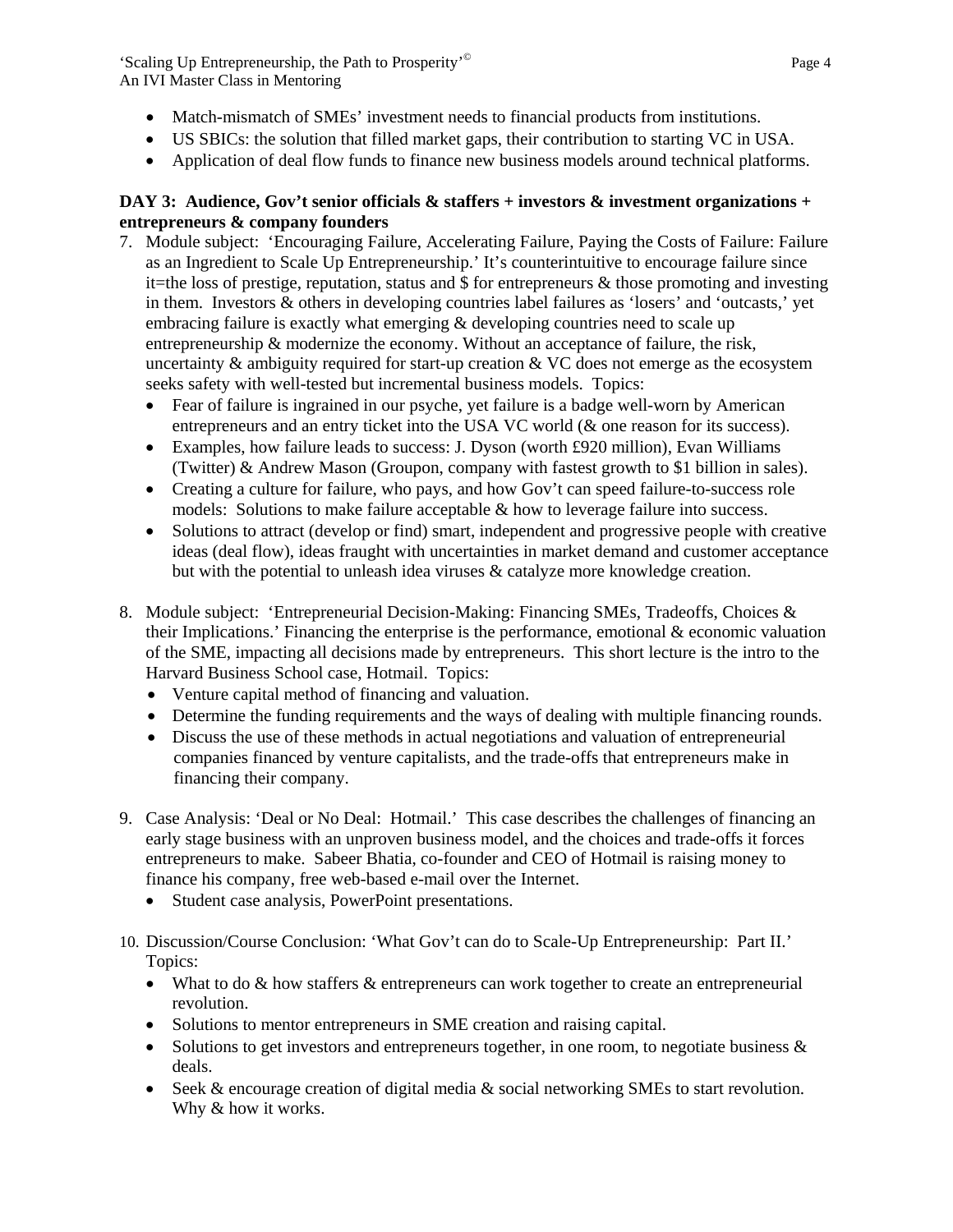- Match-mismatch of SMEs' investment needs to financial products from institutions.
- US SBICs: the solution that filled market gaps, their contribution to starting VC in USA.
- Application of deal flow funds to finance new business models around technical platforms.

**DAY 3: Audience, Gov't senior officials & staffers + investors & investment organizations + entrepreneurs & company founders**

7. Module subject: 'Encouraging Failure, Accelerating Failure, Paying the Costs of Failure: Failure as an Ingredient to Scale Up Entrepreneurship.' It's counterintuitive to encourage failure since it=the loss of prestige, reputation, status and $ for entrepreneurs & those promoting and investing in them. Investors & others in developing countries label failures as 'losers' and 'outcasts,' yet embracing failure is exactly what emerging & developing countries need to scale up entrepreneurship & modernize the economy. Without an acceptance of failure, the risk, uncertainty & ambiguity required for start-up creation & VC does not emerge as the ecosystem seeks safety with well-tested but incremental business models. Topics:
   - Fear of failure is ingrained in our psyche, yet failure is a badge well-worn by American entrepreneurs and an entry ticket into the USA VC world (& one reason for its success).
   - Examples, how failure leads to success: J. Dyson (worth £920 million), Evan Williams (Twitter) & Andrew Mason (Groupon, company with fastest growth to $1 billion in sales).
   - Creating a culture for failure, who pays, and how Gov't can speed failure-to-success role models: Solutions to make failure acceptable & how to leverage failure into success.
   - Solutions to attract (develop or find) smart, independent and progressive people with creative ideas (deal flow), ideas fraught with uncertainties in market demand and customer acceptance but with the potential to unleash idea viruses & catalyze more knowledge creation.

8. Module subject: 'Entrepreneurial Decision-Making: Financing SMEs, Tradeoffs, Choices & their Implications.' Financing the enterprise is the performance, emotional & economic valuation of the SME, impacting all decisions made by entrepreneurs. This short lecture is the intro to the Harvard Business School case, Hotmail. Topics:
   - Venture capital method of financing and valuation.
   - Determine the funding requirements and the ways of dealing with multiple financing rounds.
   - Discuss the use of these methods in actual negotiations and valuation of entrepreneurial companies financed by venture capitalists, and the trade-offs that entrepreneurs make in financing their company.

9. Case Analysis: 'Deal or No Deal: Hotmail.' This case describes the challenges of financing an early stage business with an unproven business model, and the choices and trade-offs it forces entrepreneurs to make. Sabeer Bhatia, co-founder and CEO of Hotmail is raising money to finance his company, free web-based e-mail over the Internet.
   - Student case analysis, PowerPoint presentations.

10. Discussion/Course Conclusion: 'What Gov't can do to Scale-Up Entrepreneurship: Part II.' Topics:
    - What to do & how staffers & entrepreneurs can work together to create an entrepreneurial revolution.
    - Solutions to mentor entrepreneurs in SME creation and raising capital.
    - Solutions to get investors and entrepreneurs together, in one room, to negotiate business & deals.
    - Seek & encourage creation of digital media & social networking SMEs to start revolution. Why & how it works.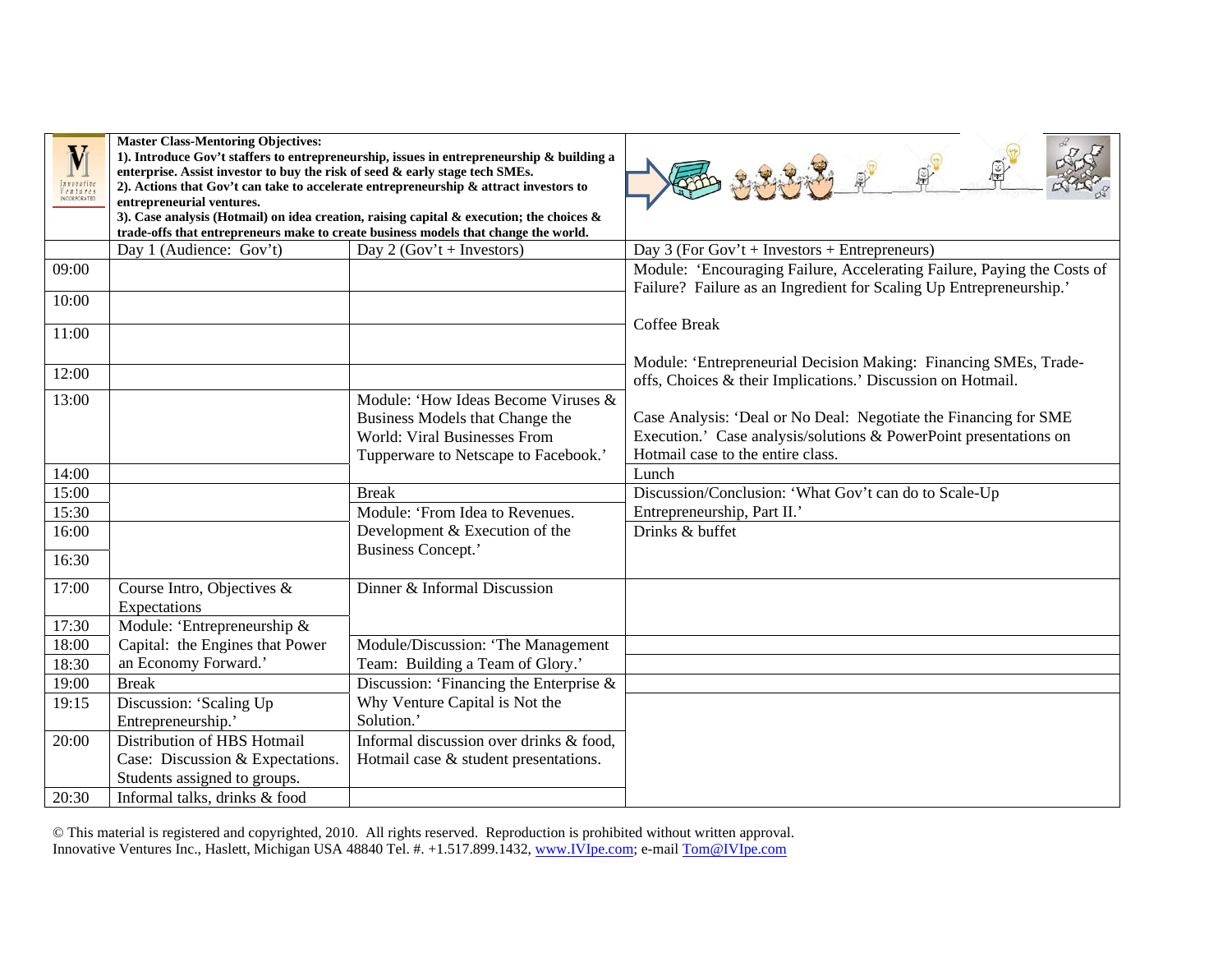**Master Class-Mentoring Objectives:**
**1). Introduce Gov't staffers to entrepreneurship, issues in entrepreneurship & building a enterprise. Assist investor to buy the risk of seed & early stage tech SMEs.**
**2). Actions that Gov't can take to accelerate entrepreneurship & attract investors to entrepreneurial ventures.**
**3). Case analysis (Hotmail) on idea creation, raising capital & execution; the choices & trade-offs that entrepreneurs make to create business models that change the world.**

| | Day 1 (Audience: Gov't) | Day 2 (Gov't + Investors) | Day 3 (For Gov't + Investors + Entrepreneurs) |
|---|---|---|---|
| 09:00 | | | Module: 'Encouraging Failure, Accelerating Failure, Paying the Costs of Failure? Failure as an Ingredient for Scaling Up Entrepreneurship.' |
| 10:00 | | | Coffee Break |
| 11:00 | | | Module: 'Entrepreneurial Decision Making: Financing SMEs, Trade-offs, Choices & their Implications.' Discussion on Hotmail. |
| 12:00 | | | |
| 13:00 | | Module: 'How Ideas Become Viruses & Business Models that Change the World: Viral Businesses From Tupperware to Netscape to Facebook.' | Case Analysis: 'Deal or No Deal: Negotiate the Financing for SME Execution.' Case analysis/solutions & PowerPoint presentations on Hotmail case to the entire class. |
| 14:00 | | | Lunch |
| 15:00 | | Break | Discussion/Conclusion: 'What Gov't can do to Scale-Up Entrepreneurship, Part II.' |
| 15:30 | | Module: 'From Idea to Revenues. Development & Execution of the Business Concept.' | |
| 16:00 | | | Drinks & buffet |
| 16:30 | | | |
| 17:00 | Course Intro, Objectives & Expectations | Dinner & Informal Discussion | |
| 17:30 | Module: 'Entrepreneurship & Capital: the Engines that Power an Economy Forward.' | | |
| 18:00 | | Module/Discussion: 'The Management Team: Building a Team of Glory.' | |
| 18:30 | | | |
| 19:00 | Break | Discussion: 'Financing the Enterprise & Why Venture Capital is Not the Solution.' | |
| 19:15 | Discussion: 'Scaling Up Entrepreneurship.' | | |
| 20:00 | Distribution of HBS Hotmail Case: Discussion & Expectations. Students assigned to groups. | Informal discussion over drinks & food, Hotmail case & student presentations. | |
| 20:30 | Informal talks, drinks & food | | |

© This material is registered and copyrighted, 2010. All rights reserved. Reproduction is prohibited without written approval.
Innovative Ventures Inc., Haslett, Michigan USA 48840 Tel. #. +1.517.899.1432, www.IVIpe.com; e-mail Tom@IVIpe.com